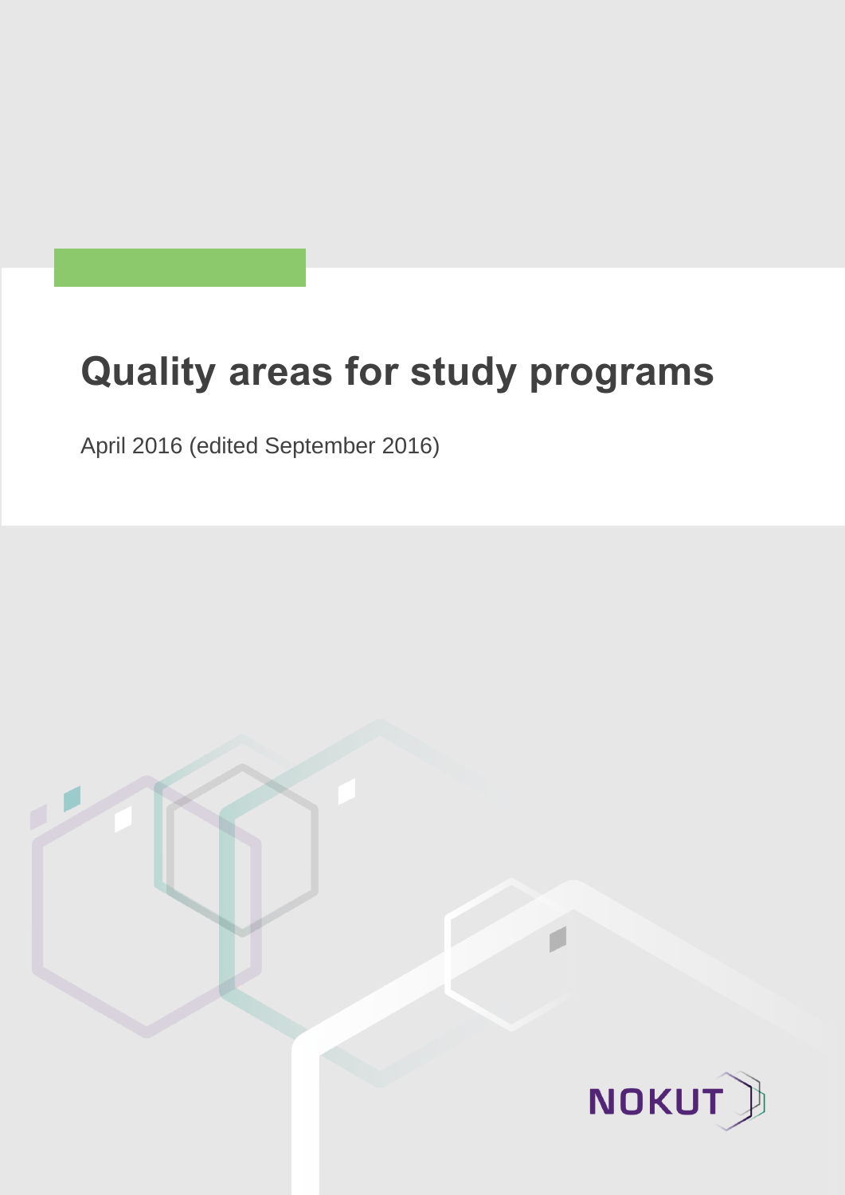# Quality areas for study programs

April 2016 (edited September 2016)

NOKUT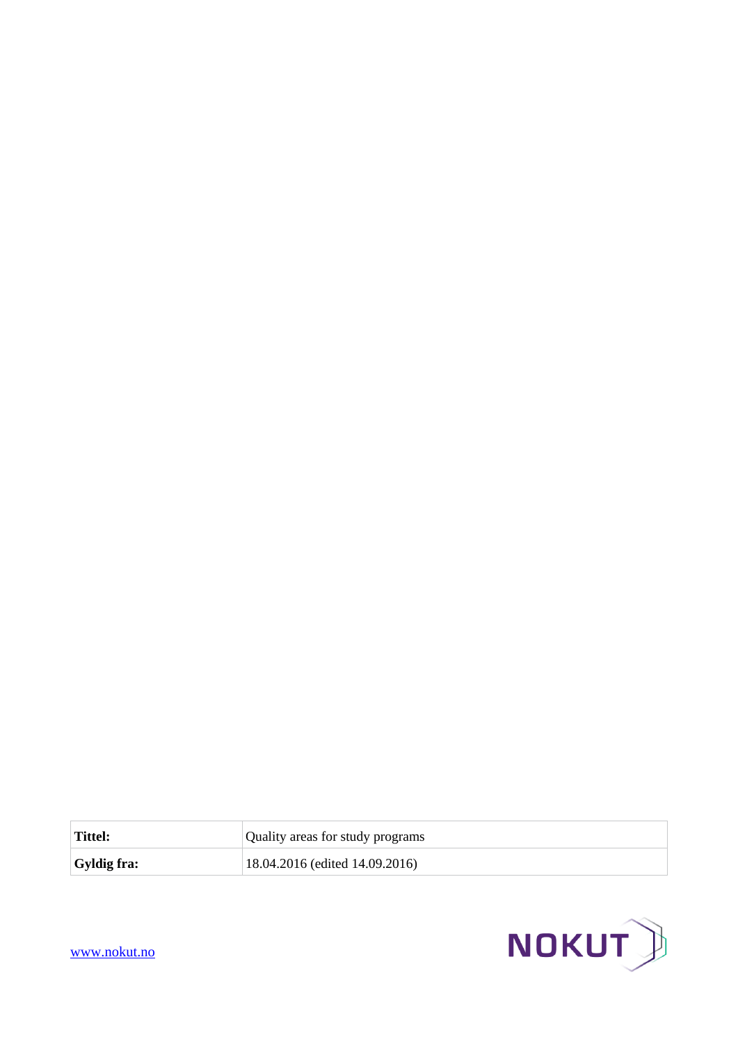| **Tittel:** | Quality areas for study programs |
| --- | --- |
| **Gyldig fra:** | 18.04.2016 (edited 14.09.2016) |

www.nokut.no

NOKUT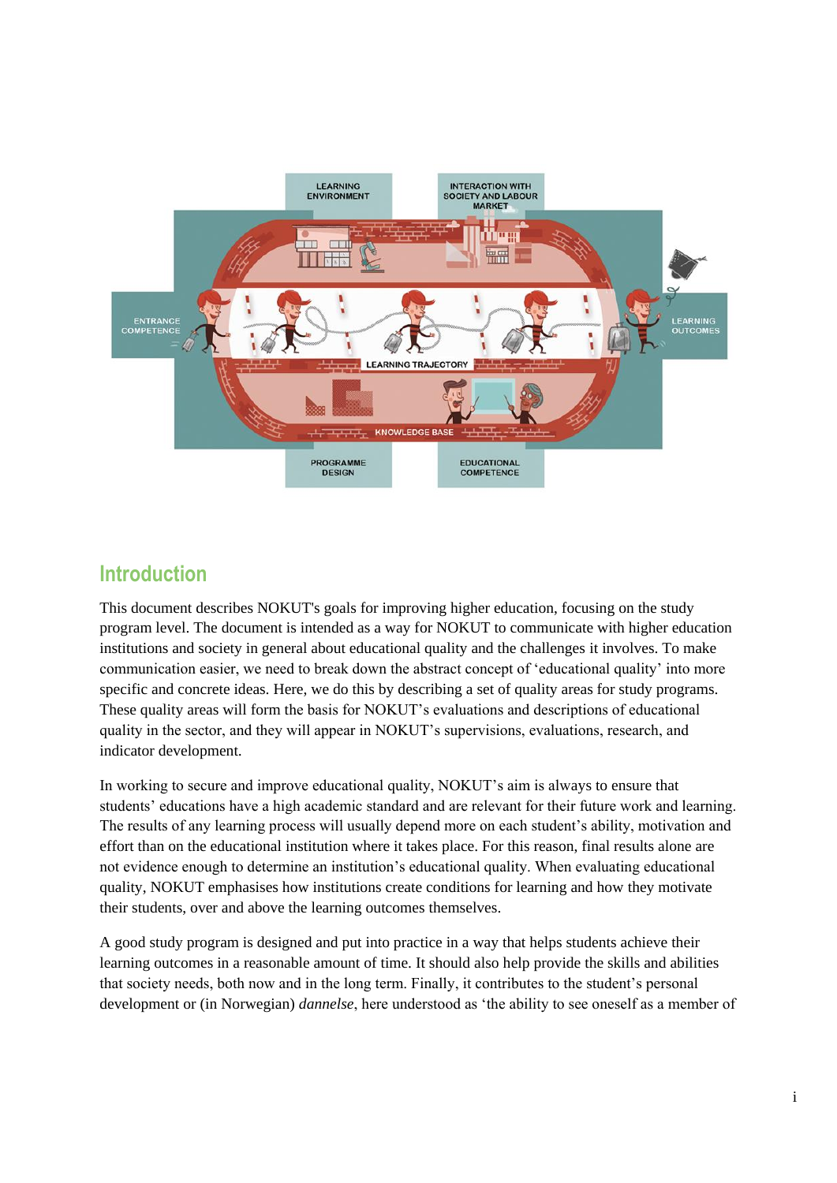## Introduction

This document describes NOKUT's goals for improving higher education, focusing on the study program level. The document is intended as a way for NOKUT to communicate with higher education institutions and society in general about educational quality and the challenges it involves. To make communication easier, we need to break down the abstract concept of 'educational quality' into more specific and concrete ideas. Here, we do this by describing a set of quality areas for study programs. These quality areas will form the basis for NOKUT's evaluations and descriptions of educational quality in the sector, and they will appear in NOKUT's supervisions, evaluations, research, and indicator development.

In working to secure and improve educational quality, NOKUT's aim is always to ensure that students' educations have a high academic standard and are relevant for their future work and learning. The results of any learning process will usually depend more on each student's ability, motivation and effort than on the educational institution where it takes place. For this reason, final results alone are not evidence enough to determine an institution's educational quality. When evaluating educational quality, NOKUT emphasises how institutions create conditions for learning and how they motivate their students, over and above the learning outcomes themselves.

A good study program is designed and put into practice in a way that helps students achieve their learning outcomes in a reasonable amount of time. It should also help provide the skills and abilities that society needs, both now and in the long term. Finally, it contributes to the student's personal development or (in Norwegian) *dannelse*, here understood as 'the ability to see oneself as a member of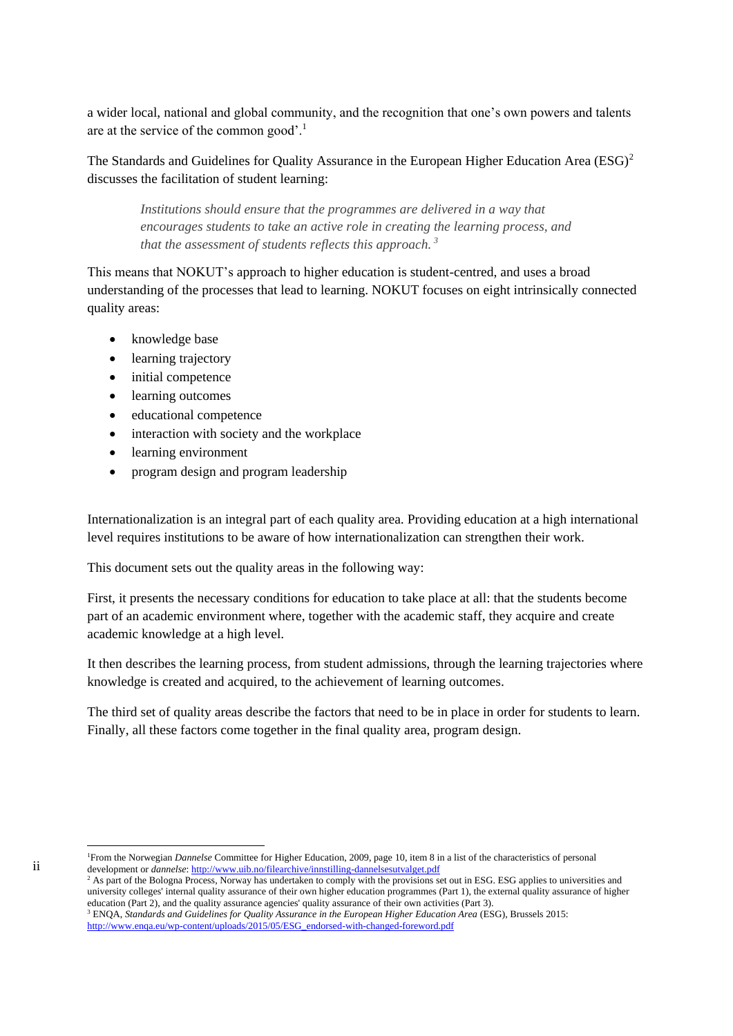a wider local, national and global community, and the recognition that one's own powers and talents are at the service of the common good'.[1]

The Standards and Guidelines for Quality Assurance in the European Higher Education Area (ESG)[2] discusses the facilitation of student learning:

> *Institutions should ensure that the programmes are delivered in a way that encourages students to take an active role in creating the learning process, and that the assessment of students reflects this approach.* [3]

This means that NOKUT's approach to higher education is student-centred, and uses a broad understanding of the processes that lead to learning. NOKUT focuses on eight intrinsically connected quality areas:

- knowledge base
- learning trajectory
- initial competence
- learning outcomes
- educational competence
- interaction with society and the workplace
- learning environment
- program design and program leadership

Internationalization is an integral part of each quality area. Providing education at a high international level requires institutions to be aware of how internationalization can strengthen their work.

This document sets out the quality areas in the following way:

First, it presents the necessary conditions for education to take place at all: that the students become part of an academic environment where, together with the academic staff, they acquire and create academic knowledge at a high level.

It then describes the learning process, from student admissions, through the learning trajectories where knowledge is created and acquired, to the achievement of learning outcomes.

The third set of quality areas describe the factors that need to be in place in order for students to learn. Finally, all these factors come together in the final quality area, program design.

---

[1] From the Norwegian *Dannelse* Committee for Higher Education, 2009, page 10, item 8 in a list of the characteristics of personal development or *dannelse*: http://www.uib.no/filearchive/innstilling-dannelsesutvalget.pdf

[2] As part of the Bologna Process, Norway has undertaken to comply with the provisions set out in ESG. ESG applies to universities and university colleges' internal quality assurance of their own higher education programmes (Part 1), the external quality assurance of higher education (Part 2), and the quality assurance agencies' quality assurance of their own activities (Part 3).

[3] ENQA, *Standards and Guidelines for Quality Assurance in the European Higher Education Area* (ESG), Brussels 2015: http://www.enqa.eu/wp-content/uploads/2015/05/ESG_endorsed-with-changed-foreword.pdf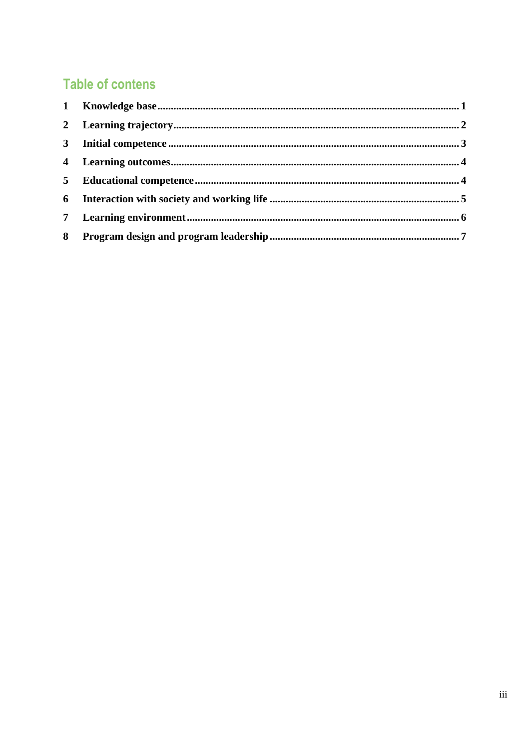## Table of contens

1 **Knowledge base** ........................................ 1
2 **Learning trajectory** ........................................ 2
3 **Initial competence** ........................................ 3
4 **Learning outcomes** ........................................ 4
5 **Educational competence** ........................................ 4
6 **Interaction with society and working life** ........................................ 5
7 **Learning environment** ........................................ 6
8 **Program design and program leadership** ........................................ 7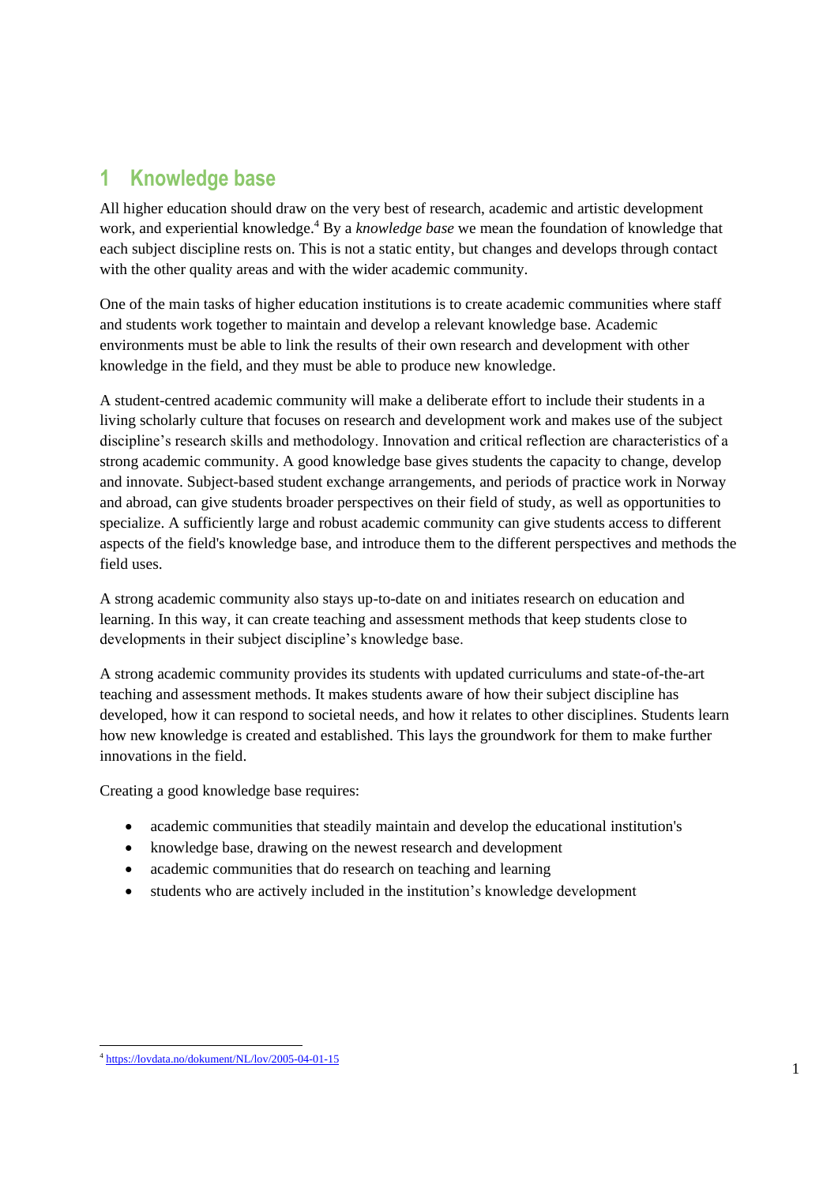# 1 Knowledge base

All higher education should draw on the very best of research, academic and artistic development work, and experiential knowledge.[4] By a *knowledge base* we mean the foundation of knowledge that each subject discipline rests on. This is not a static entity, but changes and develops through contact with the other quality areas and with the wider academic community.

One of the main tasks of higher education institutions is to create academic communities where staff and students work together to maintain and develop a relevant knowledge base. Academic environments must be able to link the results of their own research and development with other knowledge in the field, and they must be able to produce new knowledge.

A student-centred academic community will make a deliberate effort to include their students in a living scholarly culture that focuses on research and development work and makes use of the subject discipline's research skills and methodology. Innovation and critical reflection are characteristics of a strong academic community. A good knowledge base gives students the capacity to change, develop and innovate. Subject-based student exchange arrangements, and periods of practice work in Norway and abroad, can give students broader perspectives on their field of study, as well as opportunities to specialize. A sufficiently large and robust academic community can give students access to different aspects of the field's knowledge base, and introduce them to the different perspectives and methods the field uses.

A strong academic community also stays up-to-date on and initiates research on education and learning. In this way, it can create teaching and assessment methods that keep students close to developments in their subject discipline's knowledge base.

A strong academic community provides its students with updated curriculums and state-of-the-art teaching and assessment methods. It makes students aware of how their subject discipline has developed, how it can respond to societal needs, and how it relates to other disciplines. Students learn how new knowledge is created and established. This lays the groundwork for them to make further innovations in the field.

Creating a good knowledge base requires:

- academic communities that steadily maintain and develop the educational institution's
- knowledge base, drawing on the newest research and development
- academic communities that do research on teaching and learning
- students who are actively included in the institution's knowledge development

[4] https://lovdata.no/dokument/NL/lov/2005-04-01-15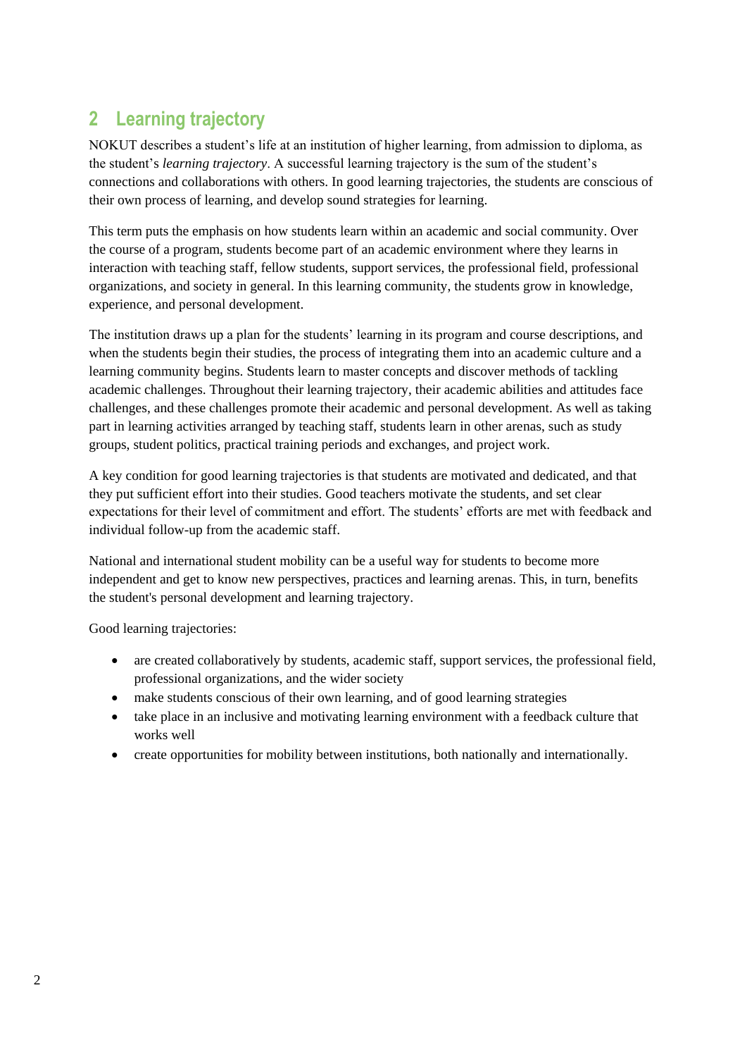## 2 Learning trajectory

NOKUT describes a student's life at an institution of higher learning, from admission to diploma, as the student's *learning trajectory*. A successful learning trajectory is the sum of the student's connections and collaborations with others. In good learning trajectories, the students are conscious of their own process of learning, and develop sound strategies for learning.

This term puts the emphasis on how students learn within an academic and social community. Over the course of a program, students become part of an academic environment where they learns in interaction with teaching staff, fellow students, support services, the professional field, professional organizations, and society in general. In this learning community, the students grow in knowledge, experience, and personal development.

The institution draws up a plan for the students' learning in its program and course descriptions, and when the students begin their studies, the process of integrating them into an academic culture and a learning community begins. Students learn to master concepts and discover methods of tackling academic challenges. Throughout their learning trajectory, their academic abilities and attitudes face challenges, and these challenges promote their academic and personal development. As well as taking part in learning activities arranged by teaching staff, students learn in other arenas, such as study groups, student politics, practical training periods and exchanges, and project work.

A key condition for good learning trajectories is that students are motivated and dedicated, and that they put sufficient effort into their studies. Good teachers motivate the students, and set clear expectations for their level of commitment and effort. The students' efforts are met with feedback and individual follow-up from the academic staff.

National and international student mobility can be a useful way for students to become more independent and get to know new perspectives, practices and learning arenas. This, in turn, benefits the student's personal development and learning trajectory.

Good learning trajectories:

- are created collaboratively by students, academic staff, support services, the professional field, professional organizations, and the wider society
- make students conscious of their own learning, and of good learning strategies
- take place in an inclusive and motivating learning environment with a feedback culture that works well
- create opportunities for mobility between institutions, both nationally and internationally.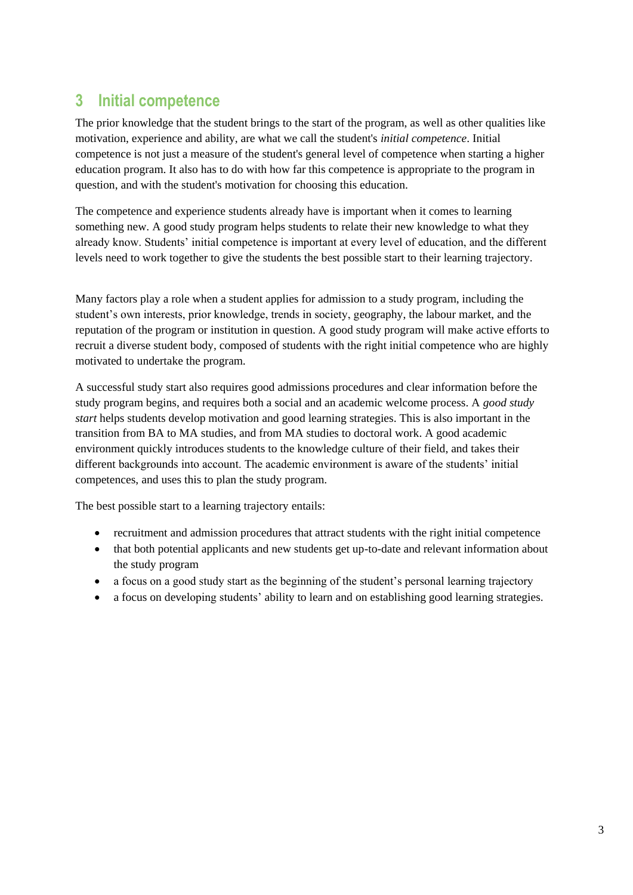## 3 Initial competence

The prior knowledge that the student brings to the start of the program, as well as other qualities like motivation, experience and ability, are what we call the student's *initial competence*. Initial competence is not just a measure of the student's general level of competence when starting a higher education program. It also has to do with how far this competence is appropriate to the program in question, and with the student's motivation for choosing this education.

The competence and experience students already have is important when it comes to learning something new. A good study program helps students to relate their new knowledge to what they already know. Students' initial competence is important at every level of education, and the different levels need to work together to give the students the best possible start to their learning trajectory.

Many factors play a role when a student applies for admission to a study program, including the student's own interests, prior knowledge, trends in society, geography, the labour market, and the reputation of the program or institution in question. A good study program will make active efforts to recruit a diverse student body, composed of students with the right initial competence who are highly motivated to undertake the program.

A successful study start also requires good admissions procedures and clear information before the study program begins, and requires both a social and an academic welcome process. A *good study start* helps students develop motivation and good learning strategies. This is also important in the transition from BA to MA studies, and from MA studies to doctoral work. A good academic environment quickly introduces students to the knowledge culture of their field, and takes their different backgrounds into account. The academic environment is aware of the students' initial competences, and uses this to plan the study program.

The best possible start to a learning trajectory entails:

- recruitment and admission procedures that attract students with the right initial competence
- that both potential applicants and new students get up-to-date and relevant information about the study program
- a focus on a good study start as the beginning of the student's personal learning trajectory
- a focus on developing students' ability to learn and on establishing good learning strategies.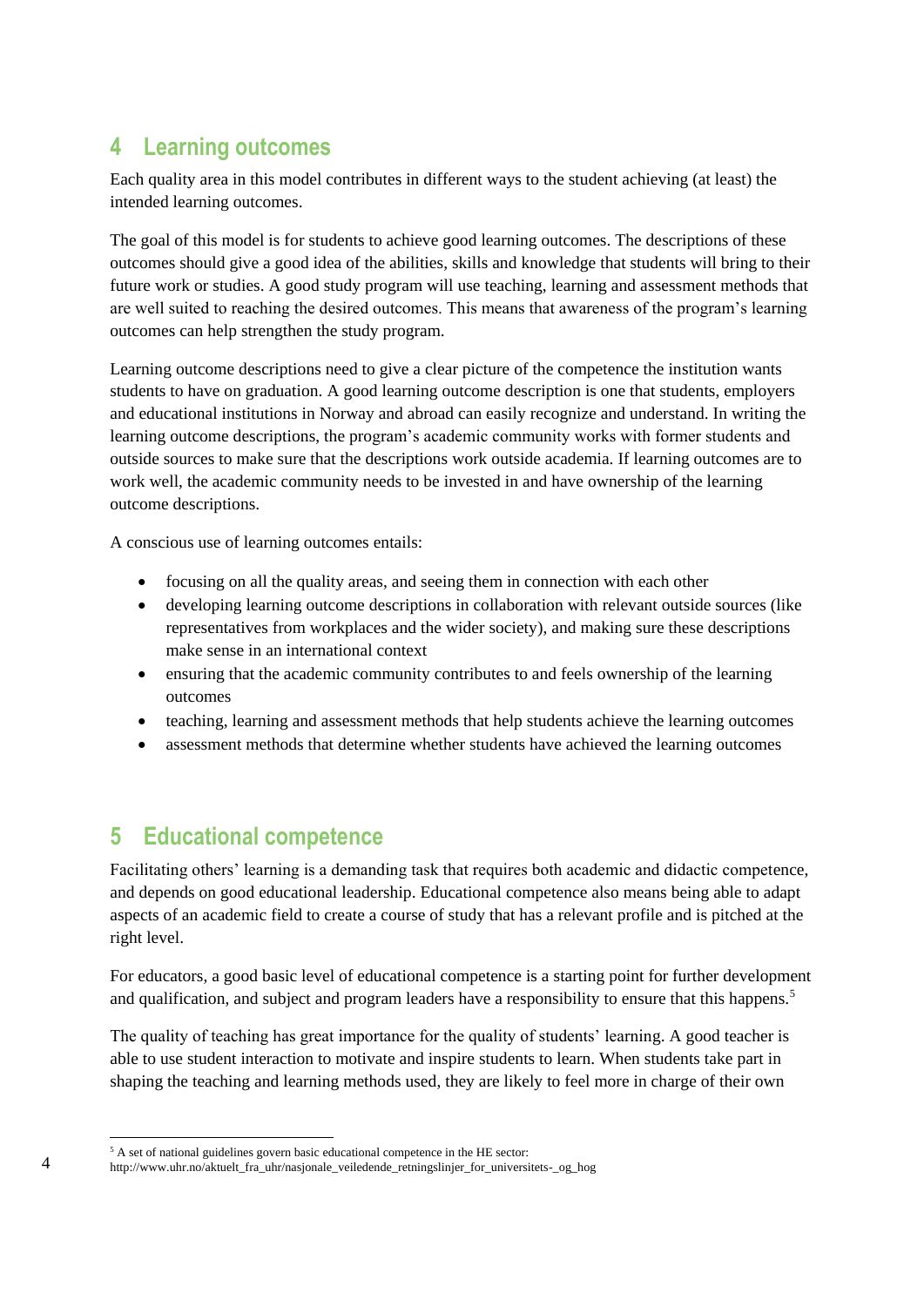## 4 Learning outcomes

Each quality area in this model contributes in different ways to the student achieving (at least) the intended learning outcomes.

The goal of this model is for students to achieve good learning outcomes. The descriptions of these outcomes should give a good idea of the abilities, skills and knowledge that students will bring to their future work or studies. A good study program will use teaching, learning and assessment methods that are well suited to reaching the desired outcomes. This means that awareness of the program's learning outcomes can help strengthen the study program.

Learning outcome descriptions need to give a clear picture of the competence the institution wants students to have on graduation. A good learning outcome description is one that students, employers and educational institutions in Norway and abroad can easily recognize and understand. In writing the learning outcome descriptions, the program's academic community works with former students and outside sources to make sure that the descriptions work outside academia. If learning outcomes are to work well, the academic community needs to be invested in and have ownership of the learning outcome descriptions.

A conscious use of learning outcomes entails:

- focusing on all the quality areas, and seeing them in connection with each other
- developing learning outcome descriptions in collaboration with relevant outside sources (like representatives from workplaces and the wider society), and making sure these descriptions make sense in an international context
- ensuring that the academic community contributes to and feels ownership of the learning outcomes
- teaching, learning and assessment methods that help students achieve the learning outcomes
- assessment methods that determine whether students have achieved the learning outcomes

## 5 Educational competence

Facilitating others' learning is a demanding task that requires both academic and didactic competence, and depends on good educational leadership. Educational competence also means being able to adapt aspects of an academic field to create a course of study that has a relevant profile and is pitched at the right level.

For educators, a good basic level of educational competence is a starting point for further development and qualification, and subject and program leaders have a responsibility to ensure that this happens.[5]

The quality of teaching has great importance for the quality of students' learning. A good teacher is able to use student interaction to motivate and inspire students to learn. When students take part in shaping the teaching and learning methods used, they are likely to feel more in charge of their own

[5] A set of national guidelines govern basic educational competence in the HE sector: http://www.uhr.no/aktuelt_fra_uhr/nasjonale_veiledende_retningslinjer_for_universitets-_og_hog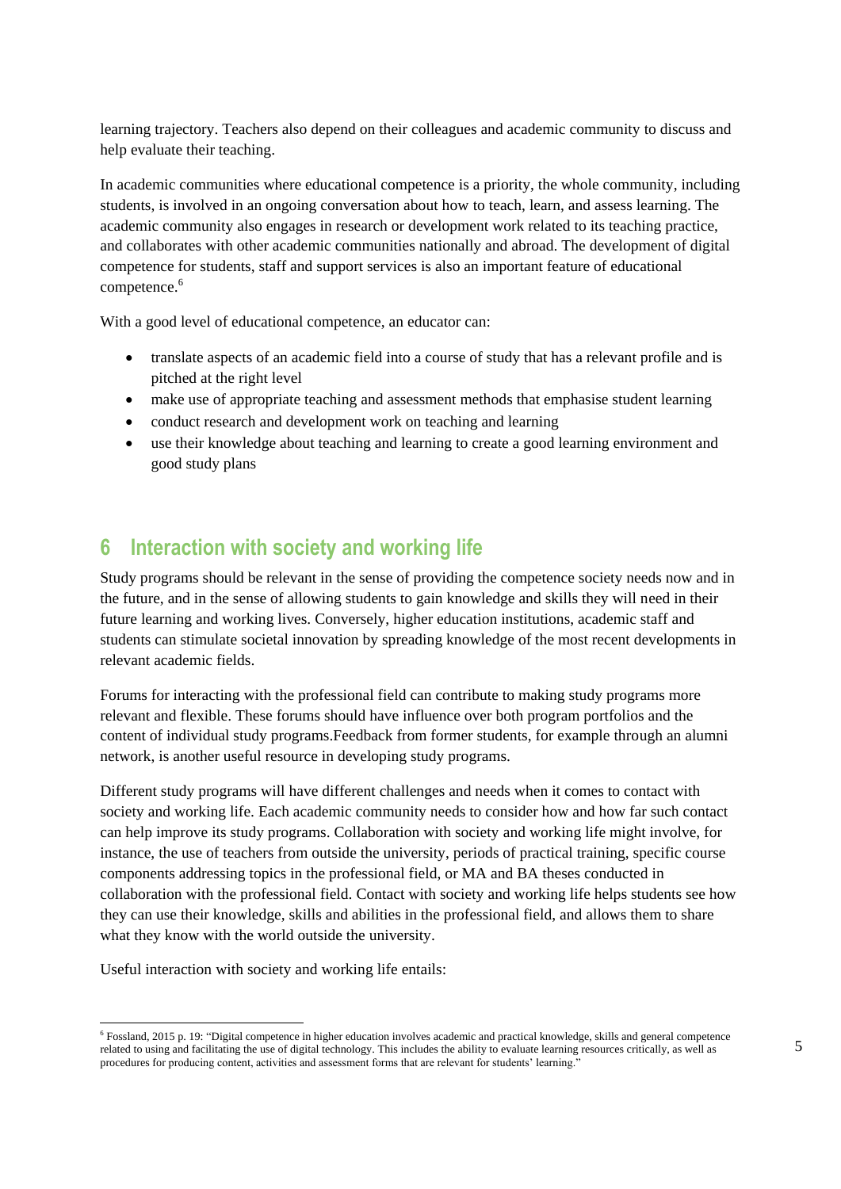learning trajectory. Teachers also depend on their colleagues and academic community to discuss and help evaluate their teaching.

In academic communities where educational competence is a priority, the whole community, including students, is involved in an ongoing conversation about how to teach, learn, and assess learning. The academic community also engages in research or development work related to its teaching practice, and collaborates with other academic communities nationally and abroad. The development of digital competence for students, staff and support services is also an important feature of educational competence.[6]

With a good level of educational competence, an educator can:

- translate aspects of an academic field into a course of study that has a relevant profile and is pitched at the right level
- make use of appropriate teaching and assessment methods that emphasise student learning
- conduct research and development work on teaching and learning
- use their knowledge about teaching and learning to create a good learning environment and good study plans

## 6 Interaction with society and working life

Study programs should be relevant in the sense of providing the competence society needs now and in the future, and in the sense of allowing students to gain knowledge and skills they will need in their future learning and working lives. Conversely, higher education institutions, academic staff and students can stimulate societal innovation by spreading knowledge of the most recent developments in relevant academic fields.

Forums for interacting with the professional field can contribute to making study programs more relevant and flexible. These forums should have influence over both program portfolios and the content of individual study programs.Feedback from former students, for example through an alumni network, is another useful resource in developing study programs.

Different study programs will have different challenges and needs when it comes to contact with society and working life. Each academic community needs to consider how and how far such contact can help improve its study programs. Collaboration with society and working life might involve, for instance, the use of teachers from outside the university, periods of practical training, specific course components addressing topics in the professional field, or MA and BA theses conducted in collaboration with the professional field. Contact with society and working life helps students see how they can use their knowledge, skills and abilities in the professional field, and allows them to share what they know with the world outside the university.

Useful interaction with society and working life entails:

---

[6] Fossland, 2015 p. 19: "Digital competence in higher education involves academic and practical knowledge, skills and general competence related to using and facilitating the use of digital technology. This includes the ability to evaluate learning resources critically, as well as procedures for producing content, activities and assessment forms that are relevant for students' learning."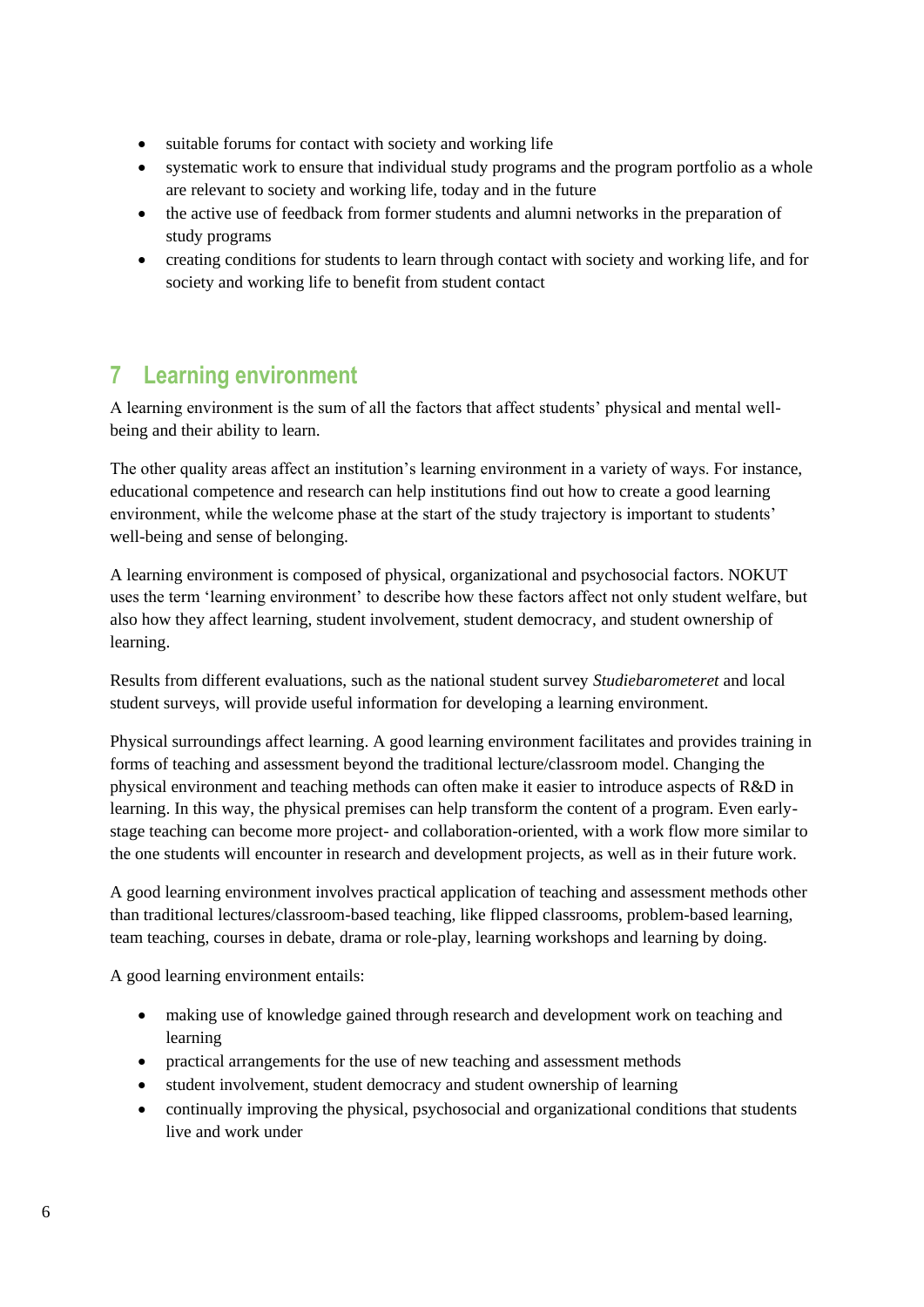- suitable forums for contact with society and working life
- systematic work to ensure that individual study programs and the program portfolio as a whole are relevant to society and working life, today and in the future
- the active use of feedback from former students and alumni networks in the preparation of study programs
- creating conditions for students to learn through contact with society and working life, and for society and working life to benefit from student contact

## 7 Learning environment

A learning environment is the sum of all the factors that affect students' physical and mental well-being and their ability to learn.

The other quality areas affect an institution's learning environment in a variety of ways. For instance, educational competence and research can help institutions find out how to create a good learning environment, while the welcome phase at the start of the study trajectory is important to students' well-being and sense of belonging.

A learning environment is composed of physical, organizational and psychosocial factors. NOKUT uses the term 'learning environment' to describe how these factors affect not only student welfare, but also how they affect learning, student involvement, student democracy, and student ownership of learning.

Results from different evaluations, such as the national student survey *Studiebarometeret* and local student surveys, will provide useful information for developing a learning environment.

Physical surroundings affect learning. A good learning environment facilitates and provides training in forms of teaching and assessment beyond the traditional lecture/classroom model. Changing the physical environment and teaching methods can often make it easier to introduce aspects of R&D in learning. In this way, the physical premises can help transform the content of a program. Even early-stage teaching can become more project- and collaboration-oriented, with a work flow more similar to the one students will encounter in research and development projects, as well as in their future work.

A good learning environment involves practical application of teaching and assessment methods other than traditional lectures/classroom-based teaching, like flipped classrooms, problem-based learning, team teaching, courses in debate, drama or role-play, learning workshops and learning by doing.

A good learning environment entails:

- making use of knowledge gained through research and development work on teaching and learning
- practical arrangements for the use of new teaching and assessment methods
- student involvement, student democracy and student ownership of learning
- continually improving the physical, psychosocial and organizational conditions that students live and work under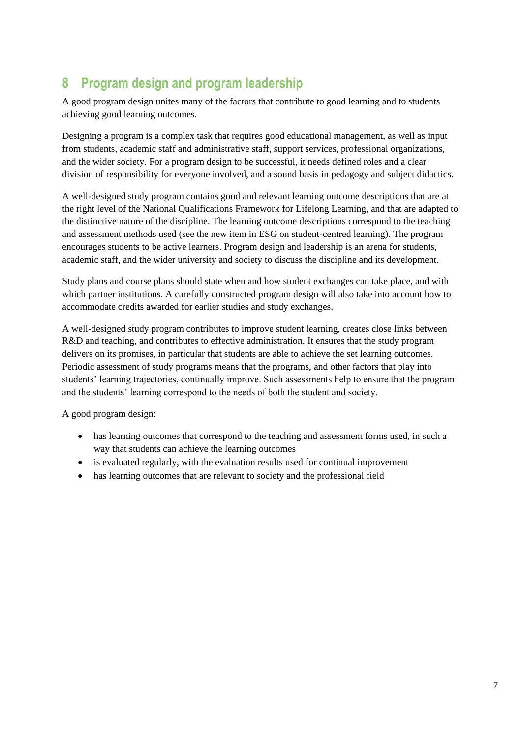## 8 Program design and program leadership

A good program design unites many of the factors that contribute to good learning and to students achieving good learning outcomes.

Designing a program is a complex task that requires good educational management, as well as input from students, academic staff and administrative staff, support services, professional organizations, and the wider society. For a program design to be successful, it needs defined roles and a clear division of responsibility for everyone involved, and a sound basis in pedagogy and subject didactics.

A well-designed study program contains good and relevant learning outcome descriptions that are at the right level of the National Qualifications Framework for Lifelong Learning, and that are adapted to the distinctive nature of the discipline. The learning outcome descriptions correspond to the teaching and assessment methods used (see the new item in ESG on student-centred learning). The program encourages students to be active learners. Program design and leadership is an arena for students, academic staff, and the wider university and society to discuss the discipline and its development.

Study plans and course plans should state when and how student exchanges can take place, and with which partner institutions. A carefully constructed program design will also take into account how to accommodate credits awarded for earlier studies and study exchanges.

A well-designed study program contributes to improve student learning, creates close links between R&D and teaching, and contributes to effective administration. It ensures that the study program delivers on its promises, in particular that students are able to achieve the set learning outcomes. Periodic assessment of study programs means that the programs, and other factors that play into students' learning trajectories, continually improve. Such assessments help to ensure that the program and the students' learning correspond to the needs of both the student and society.

A good program design:

- has learning outcomes that correspond to the teaching and assessment forms used, in such a way that students can achieve the learning outcomes
- is evaluated regularly, with the evaluation results used for continual improvement
- has learning outcomes that are relevant to society and the professional field